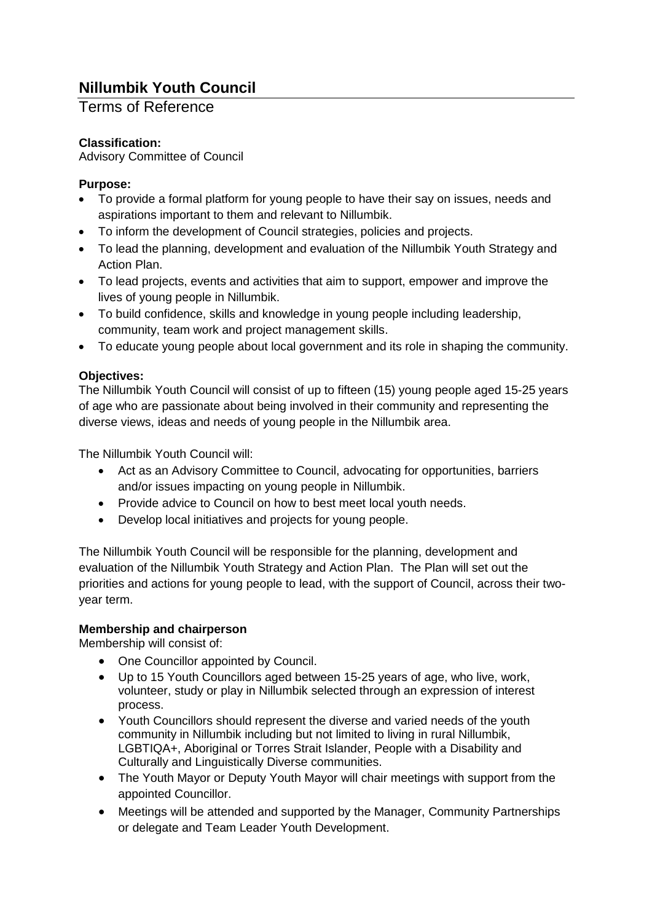# Nillumbik Youth Council

## Terms of Reference

**Classification:**
Advisory Committee of Council

**Purpose:**

- To provide a formal platform for young people to have their say on issues, needs and aspirations important to them and relevant to Nillumbik.
- To inform the development of Council strategies, policies and projects.
- To lead the planning, development and evaluation of the Nillumbik Youth Strategy and Action Plan.
- To lead projects, events and activities that aim to support, empower and improve the lives of young people in Nillumbik.
- To build confidence, skills and knowledge in young people including leadership, community, team work and project management skills.
- To educate young people about local government and its role in shaping the community.

**Objectives:**
The Nillumbik Youth Council will consist of up to fifteen (15) young people aged 15-25 years of age who are passionate about being involved in their community and representing the diverse views, ideas and needs of young people in the Nillumbik area.

The Nillumbik Youth Council will:

- Act as an Advisory Committee to Council, advocating for opportunities, barriers and/or issues impacting on young people in Nillumbik.
- Provide advice to Council on how to best meet local youth needs.
- Develop local initiatives and projects for young people.

The Nillumbik Youth Council will be responsible for the planning, development and evaluation of the Nillumbik Youth Strategy and Action Plan. The Plan will set out the priorities and actions for young people to lead, with the support of Council, across their two-year term.

**Membership and chairperson**
Membership will consist of:

- One Councillor appointed by Council.
- Up to 15 Youth Councillors aged between 15-25 years of age, who live, work, volunteer, study or play in Nillumbik selected through an expression of interest process.
- Youth Councillors should represent the diverse and varied needs of the youth community in Nillumbik including but not limited to living in rural Nillumbik, LGBTIQA+, Aboriginal or Torres Strait Islander, People with a Disability and Culturally and Linguistically Diverse communities.
- The Youth Mayor or Deputy Youth Mayor will chair meetings with support from the appointed Councillor.
- Meetings will be attended and supported by the Manager, Community Partnerships or delegate and Team Leader Youth Development.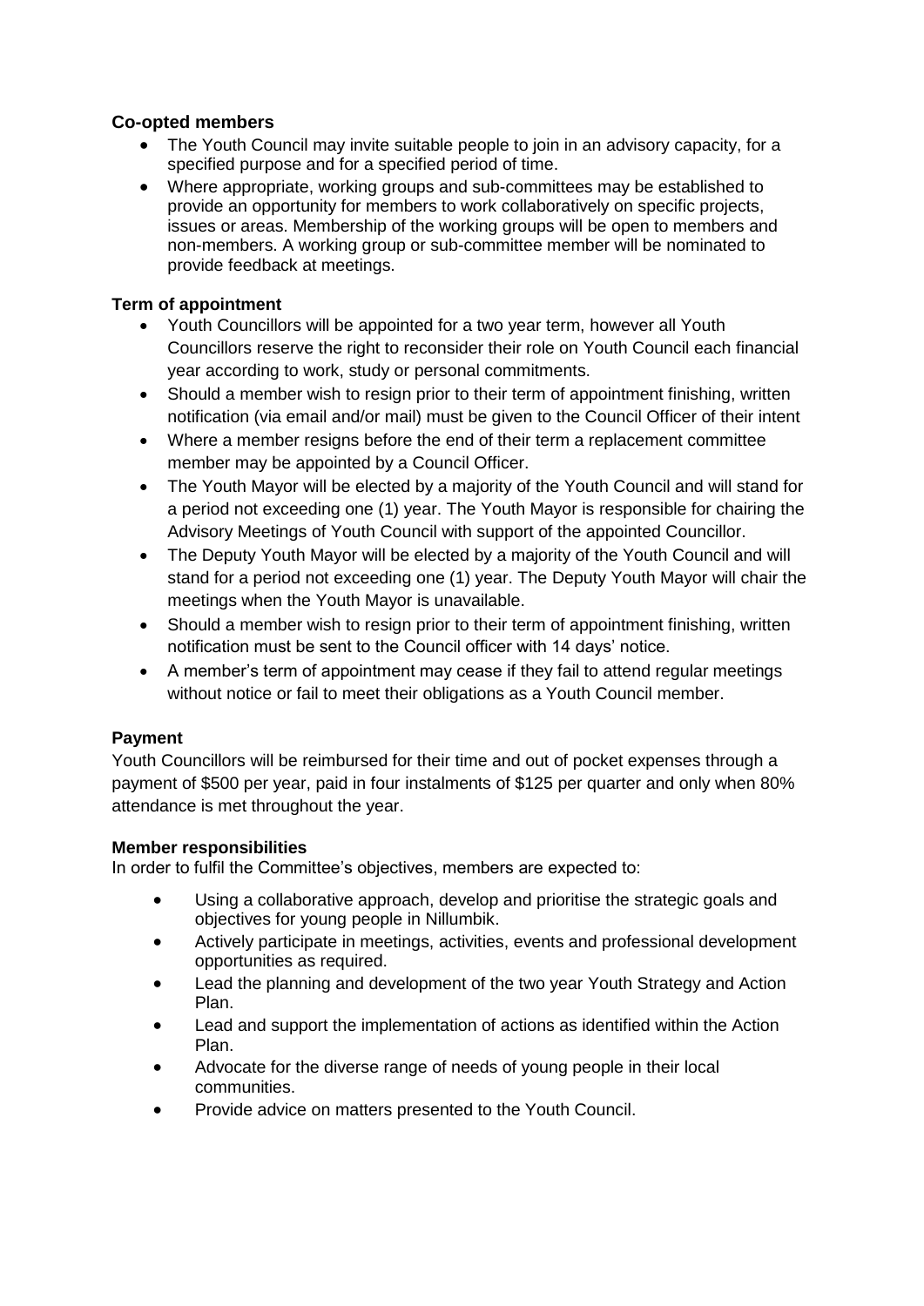### Co-opted members

- The Youth Council may invite suitable people to join in an advisory capacity, for a specified purpose and for a specified period of time.
- Where appropriate, working groups and sub-committees may be established to provide an opportunity for members to work collaboratively on specific projects, issues or areas. Membership of the working groups will be open to members and non-members. A working group or sub-committee member will be nominated to provide feedback at meetings.

### Term of appointment

- Youth Councillors will be appointed for a two year term, however all Youth Councillors reserve the right to reconsider their role on Youth Council each financial year according to work, study or personal commitments.
- Should a member wish to resign prior to their term of appointment finishing, written notification (via email and/or mail) must be given to the Council Officer of their intent
- Where a member resigns before the end of their term a replacement committee member may be appointed by a Council Officer.
- The Youth Mayor will be elected by a majority of the Youth Council and will stand for a period not exceeding one (1) year. The Youth Mayor is responsible for chairing the Advisory Meetings of Youth Council with support of the appointed Councillor.
- The Deputy Youth Mayor will be elected by a majority of the Youth Council and will stand for a period not exceeding one (1) year. The Deputy Youth Mayor will chair the meetings when the Youth Mayor is unavailable.
- Should a member wish to resign prior to their term of appointment finishing, written notification must be sent to the Council officer with 14 days' notice.
- A member's term of appointment may cease if they fail to attend regular meetings without notice or fail to meet their obligations as a Youth Council member.

### Payment

Youth Councillors will be reimbursed for their time and out of pocket expenses through a payment of $500 per year, paid in four instalments of $125 per quarter and only when 80% attendance is met throughout the year.

### Member responsibilities

In order to fulfil the Committee's objectives, members are expected to:

- Using a collaborative approach, develop and prioritise the strategic goals and objectives for young people in Nillumbik.
- Actively participate in meetings, activities, events and professional development opportunities as required.
- Lead the planning and development of the two year Youth Strategy and Action Plan.
- Lead and support the implementation of actions as identified within the Action Plan.
- Advocate for the diverse range of needs of young people in their local communities.
- Provide advice on matters presented to the Youth Council.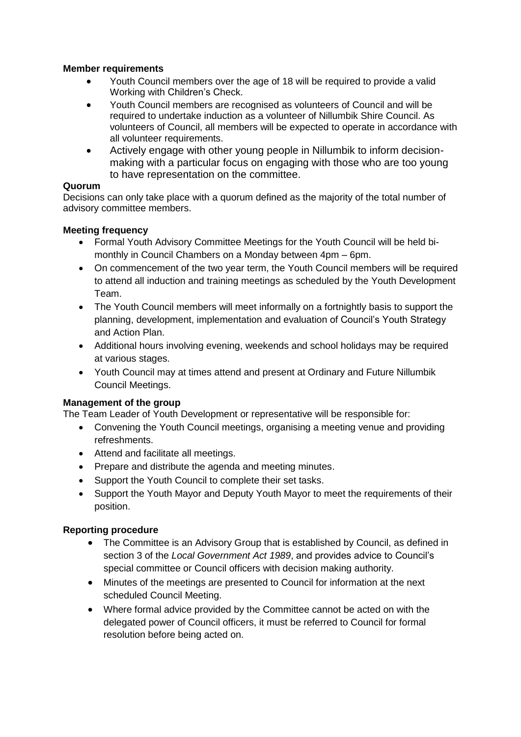**Member requirements**

- Youth Council members over the age of 18 will be required to provide a valid Working with Children's Check.
- Youth Council members are recognised as volunteers of Council and will be required to undertake induction as a volunteer of Nillumbik Shire Council. As volunteers of Council, all members will be expected to operate in accordance with all volunteer requirements.
- Actively engage with other young people in Nillumbik to inform decision-making with a particular focus on engaging with those who are too young to have representation on the committee.

**Quorum**

Decisions can only take place with a quorum defined as the majority of the total number of advisory committee members.

**Meeting frequency**

- Formal Youth Advisory Committee Meetings for the Youth Council will be held bi-monthly in Council Chambers on a Monday between 4pm – 6pm.
- On commencement of the two year term, the Youth Council members will be required to attend all induction and training meetings as scheduled by the Youth Development Team.
- The Youth Council members will meet informally on a fortnightly basis to support the planning, development, implementation and evaluation of Council's Youth Strategy and Action Plan.
- Additional hours involving evening, weekends and school holidays may be required at various stages.
- Youth Council may at times attend and present at Ordinary and Future Nillumbik Council Meetings.

**Management of the group**

The Team Leader of Youth Development or representative will be responsible for:

- Convening the Youth Council meetings, organising a meeting venue and providing refreshments.
- Attend and facilitate all meetings.
- Prepare and distribute the agenda and meeting minutes.
- Support the Youth Council to complete their set tasks.
- Support the Youth Mayor and Deputy Youth Mayor to meet the requirements of their position.

**Reporting procedure**

- The Committee is an Advisory Group that is established by Council, as defined in section 3 of the *Local Government Act 1989*, and provides advice to Council's special committee or Council officers with decision making authority.
- Minutes of the meetings are presented to Council for information at the next scheduled Council Meeting.
- Where formal advice provided by the Committee cannot be acted on with the delegated power of Council officers, it must be referred to Council for formal resolution before being acted on.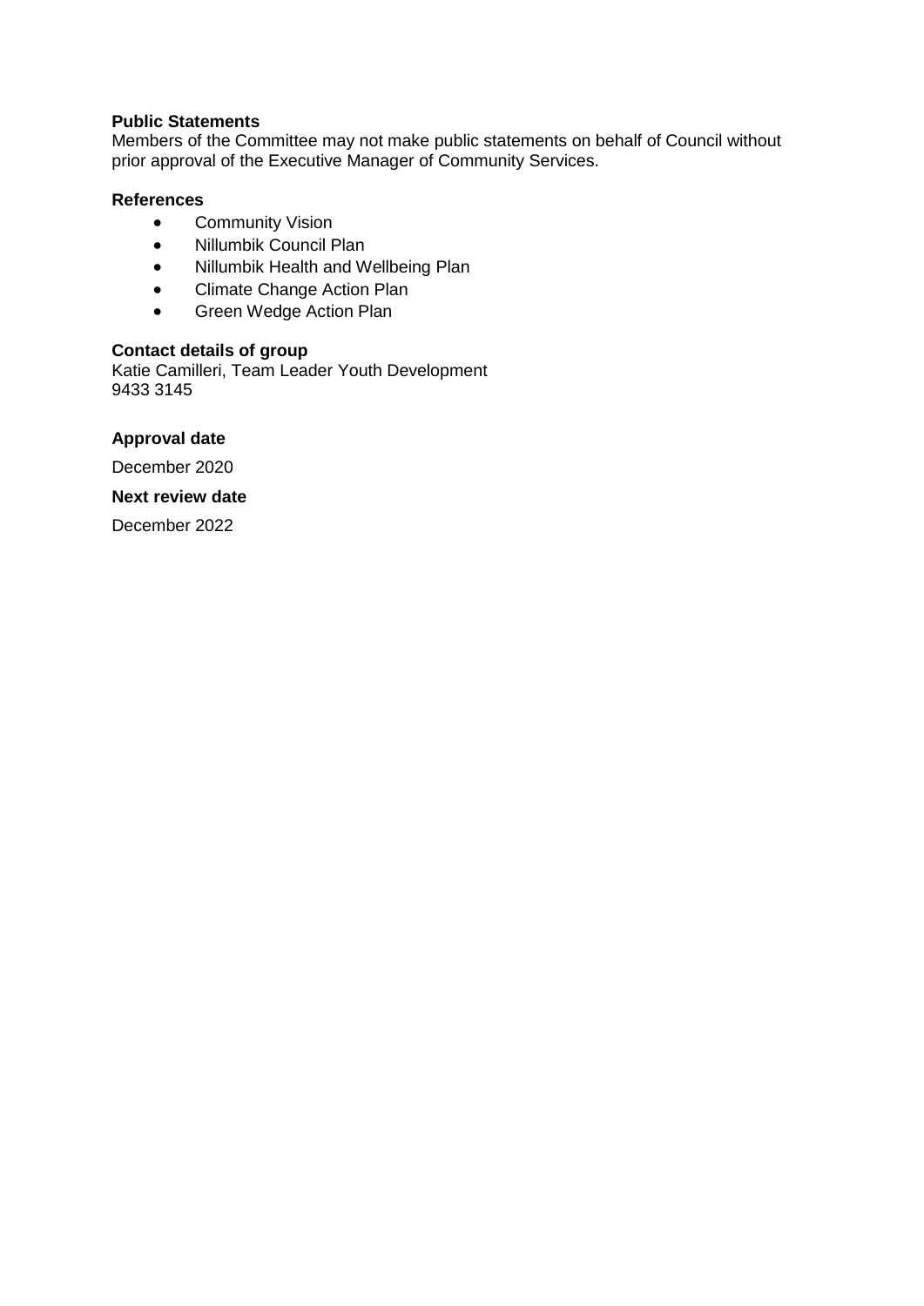**Public Statements**
Members of the Committee may not make public statements on behalf of Council without prior approval of the Executive Manager of Community Services.

**References**

- Community Vision
- Nillumbik Council Plan
- Nillumbik Health and Wellbeing Plan
- Climate Change Action Plan
- Green Wedge Action Plan

**Contact details of group**
Katie Camilleri, Team Leader Youth Development
9433 3145

**Approval date**

December 2020

**Next review date**

December 2022